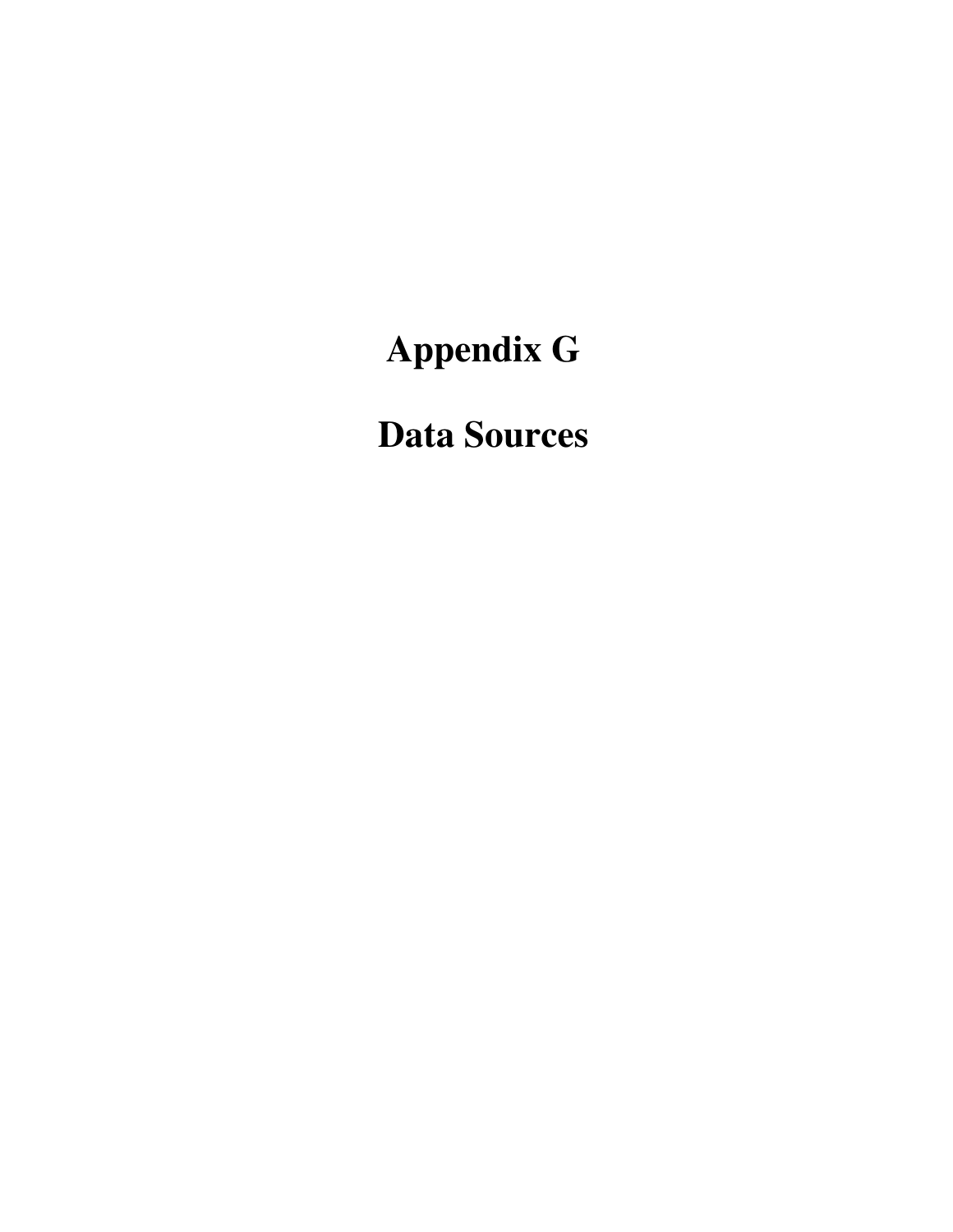# Appendix G

# Data Sources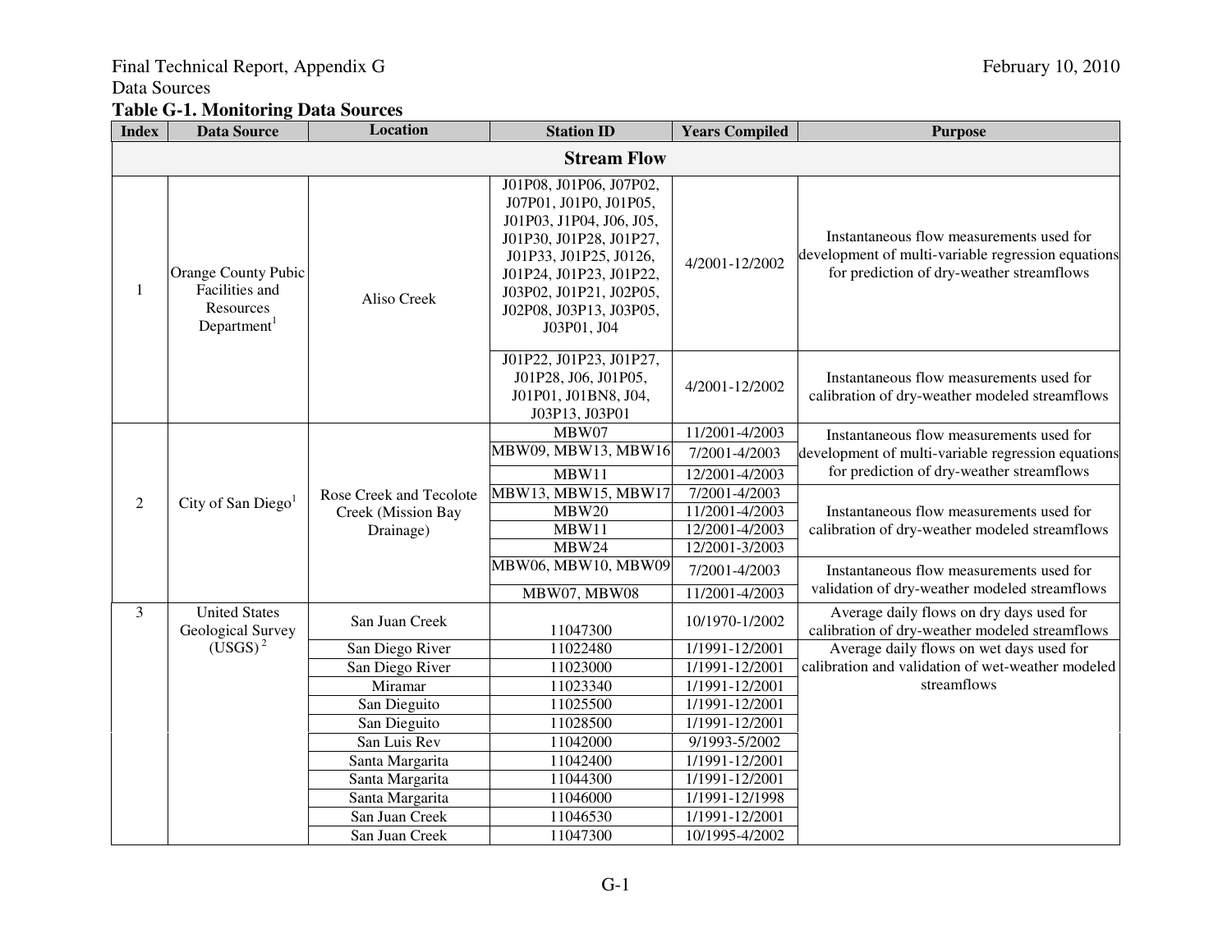Final Technical Report, Appendix G

Data Sources

**Table G-1. Monitoring Data Sources**

| Index | Data Source | Location | Station ID | Years Compiled | Purpose |
|---|---|---|---|---|---|
| **Stream Flow** | | | | | |
| 1 | Orange County Pubic Facilities and Resources Department[1] | Aliso Creek | J01P08, J01P06, J07P02, J07P01, J01P0, J01P05, J01P03, J1P04, J06, J05, J01P30, J01P28, J01P27, J01P33, J01P25, J0126, J01P24, J01P23, J01P22, J03P02, J01P21, J02P05, J02P08, J03P13, J03P05, J03P01, J04 | 4/2001-12/2002 | Instantaneous flow measurements used for development of multi-variable regression equations for prediction of dry-weather streamflows |
| | | | J01P22, J01P23, J01P27, J01P28, J06, J01P05, J01P01, J01BN8, J04, J03P13, J03P01 | 4/2001-12/2002 | Instantaneous flow measurements used for calibration of dry-weather modeled streamflows |
| 2 | City of San Diego[1] | Rose Creek and Tecolote Creek (Mission Bay Drainage) | MBW07 | 11/2001-4/2003 | Instantaneous flow measurements used for development of multi-variable regression equations for prediction of dry-weather streamflows |
| | | | MBW09, MBW13, MBW16 | 7/2001-4/2003 | |
| | | | MBW11 | 12/2001-4/2003 | |
| | | | MBW13, MBW15, MBW17 | 7/2001-4/2003 | Instantaneous flow measurements used for calibration of dry-weather modeled streamflows |
| | | | MBW20 | 11/2001-4/2003 | |
| | | | MBW11 | 12/2001-4/2003 | |
| | | | MBW24 | 12/2001-3/2003 | |
| | | | MBW06, MBW10, MBW09 | 7/2001-4/2003 | Instantaneous flow measurements used for validation of dry-weather modeled streamflows |
| | | | MBW07, MBW08 | 11/2001-4/2003 | |
| 3 | United States Geological Survey (USGS)[2] | San Juan Creek | 11047300 | 10/1970-1/2002 | Average daily flows on dry days used for calibration of dry-weather modeled streamflows |
| | | San Diego River | 11022480 | 1/1991-12/2001 | Average daily flows on wet days used for calibration and validation of wet-weather modeled streamflows |
| | | San Diego River | 11023000 | 1/1991-12/2001 | |
| | | Miramar | 11023340 | 1/1991-12/2001 | |
| | | San Dieguito | 11025500 | 1/1991-12/2001 | |
| | | San Dieguito | 11028500 | 1/1991-12/2001 | |
| | | San Luis Rev | 11042000 | 9/1993-5/2002 | |
| | | Santa Margarita | 11042400 | 1/1991-12/2001 | |
| | | Santa Margarita | 11044300 | 1/1991-12/2001 | |
| | | Santa Margarita | 11046000 | 1/1991-12/1998 | |
| | | San Juan Creek | 11046530 | 1/1991-12/2001 | |
| | | San Juan Creek | 11047300 | 10/1995-4/2002 | |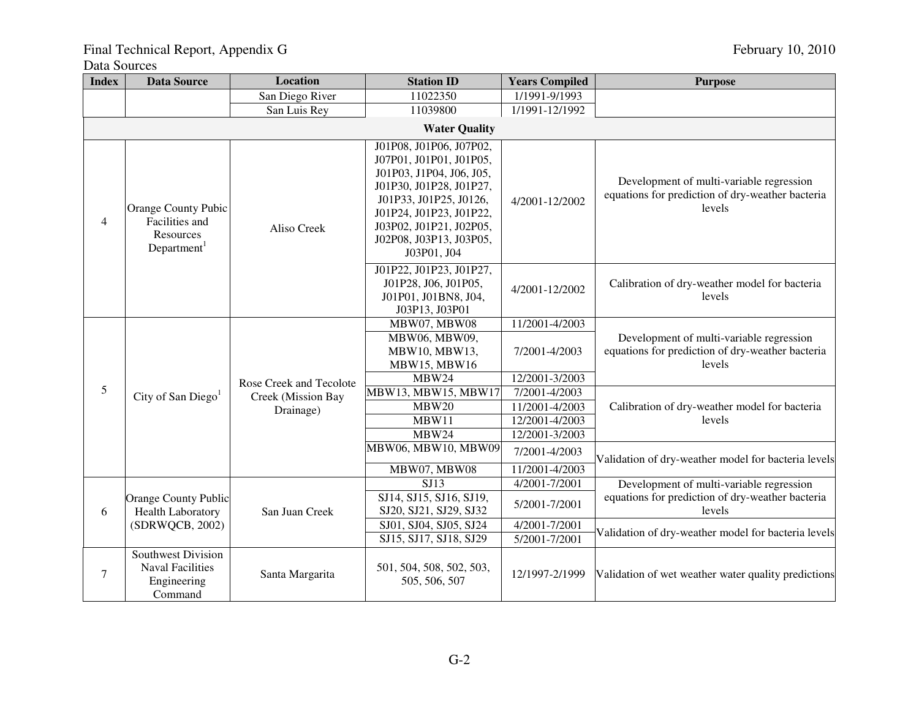Data Sources

| Index | Data Source | Location | Station ID | Years Compiled | Purpose |
|---|---|---|---|---|---|
| | | San Diego River | 11022350 | 1/1991-9/1993 | |
| | | San Luis Rey | 11039800 | 1/1991-12/1992 | |
| **Water Quality** | | | | | |
| 4 | Orange County Pubic Facilities and Resources Department[1] | Aliso Creek | J01P08, J01P06, J07P02, J07P01, J01P01, J01P05, J01P03, J1P04, J06, J05, J01P30, J01P28, J01P27, J01P33, J01P25, J0126, J01P24, J01P23, J01P22, J03P02, J01P21, J02P05, J02P08, J03P13, J03P05, J03P01, J04 | 4/2001-12/2002 | Development of multi-variable regression equations for prediction of dry-weather bacteria levels |
| | | | J01P22, J01P23, J01P27, J01P28, J06, J01P05, J01P01, J01BN8, J04, J03P13, J03P01 | 4/2001-12/2002 | Calibration of dry-weather model for bacteria levels |
| 5 | City of San Diego[1] | Rose Creek and Tecolote Creek (Mission Bay Drainage) | MBW07, MBW08 | 11/2001-4/2003 | Development of multi-variable regression equations for prediction of dry-weather bacteria levels |
| | | | MBW06, MBW09, MBW10, MBW13, MBW15, MBW16 | 7/2001-4/2003 | |
| | | | MBW24 | 12/2001-3/2003 | |
| | | | MBW13, MBW15, MBW17 | 7/2001-4/2003 | Calibration of dry-weather model for bacteria levels |
| | | | MBW20 | 11/2001-4/2003 | |
| | | | MBW11 | 12/2001-4/2003 | |
| | | | MBW24 | 12/2001-3/2003 | |
| | | | MBW06, MBW10, MBW09 | 7/2001-4/2003 | Validation of dry-weather model for bacteria levels |
| | | | MBW07, MBW08 | 11/2001-4/2003 | |
| 6 | Orange County Public Health Laboratory (SDRWQCB, 2002) | San Juan Creek | SJ13 | 4/2001-7/2001 | Development of multi-variable regression equations for prediction of dry-weather bacteria levels |
| | | | SJ14, SJ15, SJ16, SJ19, SJ20, SJ21, SJ29, SJ32 | 5/2001-7/2001 | |
| | | | SJ01, SJ04, SJ05, SJ24 | 4/2001-7/2001 | Validation of dry-weather model for bacteria levels |
| | | | SJ15, SJ17, SJ18, SJ29 | 5/2001-7/2001 | |
| 7 | Southwest Division Naval Facilities Engineering Command | Santa Margarita | 501, 504, 508, 502, 503, 505, 506, 507 | 12/1997-2/1999 | Validation of wet weather water quality predictions |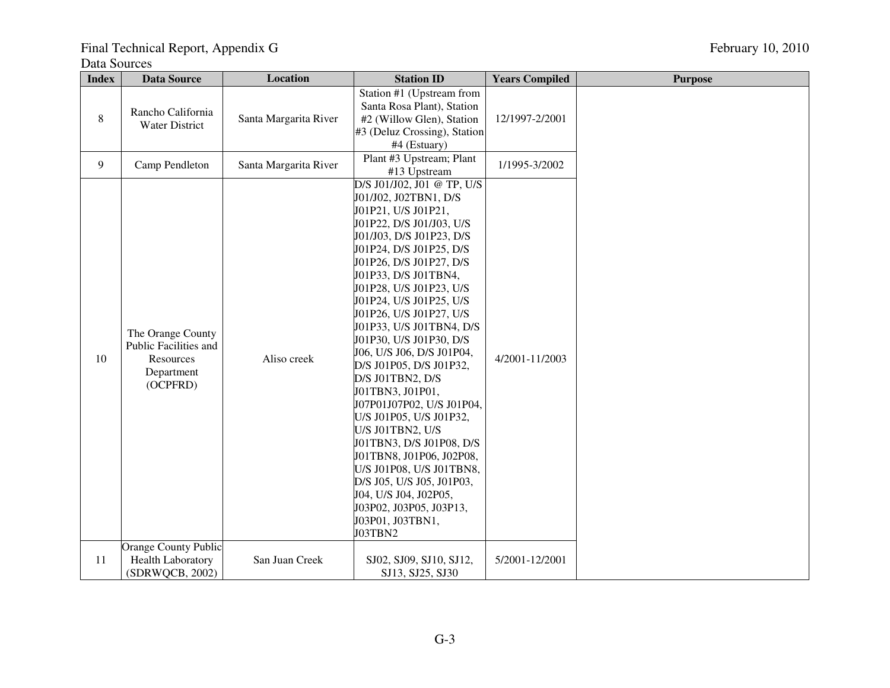Final Technical Report, Appendix G

Data Sources

| Index | Data Source | Location | Station ID | Years Compiled | Purpose |
|---|---|---|---|---|---|
| 8 | Rancho California Water District | Santa Margarita River | Station #1 (Upstream from Santa Rosa Plant), Station #2 (Willow Glen), Station #3 (Deluz Crossing), Station #4 (Estuary) | 12/1997-2/2001 | |
| 9 | Camp Pendleton | Santa Margarita River | Plant #3 Upstream; Plant #13 Upstream | 1/1995-3/2002 | |
| 10 | The Orange County Public Facilities and Resources Department (OCPFRD) | Aliso creek | D/S J01/J02, J01 @ TP, U/S J01/J02, J02TBN1, D/S J01P21, U/S J01P21, J01P22, D/S J01/J03, U/S J01/J03, D/S J01P23, D/S J01P24, D/S J01P25, D/S J01P26, D/S J01P27, D/S J01P33, D/S J01TBN4, J01P28, U/S J01P23, U/S J01P24, U/S J01P25, U/S J01P26, U/S J01P27, U/S J01P33, U/S J01TBN4, D/S J01P30, U/S J01P30, D/S J06, U/S J06, D/S J01P04, D/S J01P05, D/S J01P32, D/S J01TBN2, D/S J01TBN3, J01P01, J07P01J07P02, U/S J01P04, U/S J01P05, U/S J01P32, U/S J01TBN2, U/S J01TBN3, D/S J01P08, D/S J01TBN8, J01P06, J02P08, U/S J01P08, U/S J01TBN8, D/S J05, U/S J05, J01P03, J04, U/S J04, J02P05, J03P02, J03P05, J03P13, J03P01, J03TBN1, J03TBN2 | 4/2001-11/2003 | |
| 11 | Orange County Public Health Laboratory (SDRWQCB, 2002) | San Juan Creek | SJ02, SJ09, SJ10, SJ12, SJ13, SJ25, SJ30 | 5/2001-12/2001 | |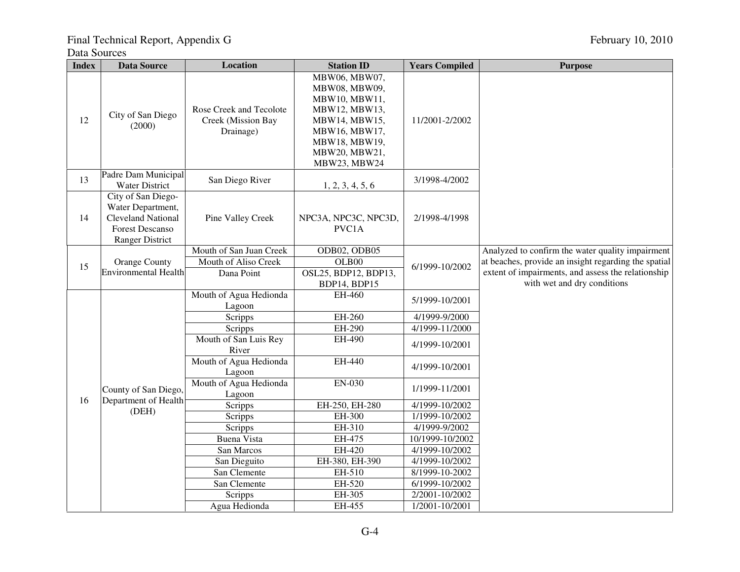Data Sources

| Index | Data Source | Location | Station ID | Years Compiled | Purpose |
|---|---|---|---|---|---|
| 12 | City of San Diego (2000) | Rose Creek and Tecolote Creek (Mission Bay Drainage) | MBW06, MBW07, MBW08, MBW09, MBW10, MBW11, MBW12, MBW13, MBW14, MBW15, MBW16, MBW17, MBW18, MBW19, MBW20, MBW21, MBW23, MBW24 | 11/2001-2/2002 | |
| 13 | Padre Dam Municipal Water District | San Diego River | 1, 2, 3, 4, 5, 6 | 3/1998-4/2002 | |
| 14 | City of San Diego-Water Department, Cleveland National Forest Descanso Ranger District | Pine Valley Creek | NPC3A, NPC3C, NPC3D, PVC1A | 2/1998-4/1998 | |
| 15 | Orange County Environmental Health | Mouth of San Juan Creek | ODB02, ODB05 | 6/1999-10/2002 | Analyzed to confirm the water quality impairment at beaches, provide an insight regarding the spatial extent of impairments, and assess the relationship with wet and dry conditions |
| | | Mouth of Aliso Creek | OLB00 | | |
| | | Dana Point | OSL25, BDP12, BDP13, BDP14, BDP15 | | |
| 16 | County of San Diego, Department of Health (DEH) | Mouth of Agua Hedionda Lagoon | EH-460 | 5/1999-10/2001 | |
| | | Scripps | EH-260 | 4/1999-9/2000 | |
| | | Scripps | EH-290 | 4/1999-11/2000 | |
| | | Mouth of San Luis Rey River | EH-490 | 4/1999-10/2001 | |
| | | Mouth of Agua Hedionda Lagoon | EH-440 | 4/1999-10/2001 | |
| | | Mouth of Agua Hedionda Lagoon | EN-030 | 1/1999-11/2001 | |
| | | Scripps | EH-250, EH-280 | 4/1999-10/2002 | |
| | | Scripps | EH-300 | 1/1999-10/2002 | |
| | | Scripps | EH-310 | 4/1999-9/2002 | |
| | | Buena Vista | EH-475 | 10/1999-10/2002 | |
| | | San Marcos | EH-420 | 4/1999-10/2002 | |
| | | San Dieguito | EH-380, EH-390 | 4/1999-10/2002 | |
| | | San Clemente | EH-510 | 8/1999-10-2002 | |
| | | San Clemente | EH-520 | 6/1999-10/2002 | |
| | | Scripps | EH-305 | 2/2001-10/2002 | |
| | | Agua Hedionda | EH-455 | 1/2001-10/2001 | |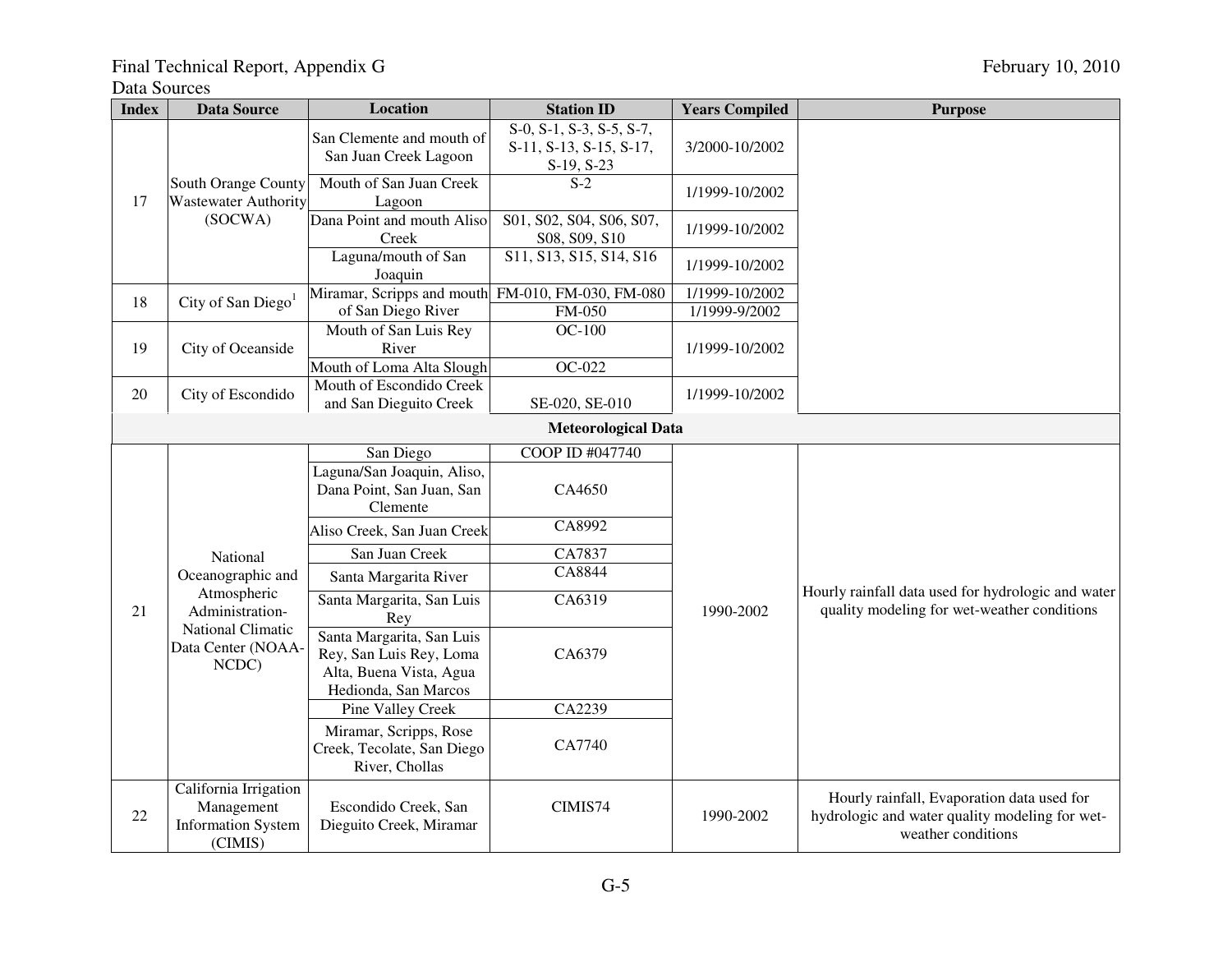Final Technical Report, Appendix G

Data Sources

| Index | Data Source | Location | Station ID | Years Compiled | Purpose |
|---|---|---|---|---|---|
| 17 | South Orange County Wastewater Authority (SOCWA) | San Clemente and mouth of San Juan Creek Lagoon | S-0, S-1, S-3, S-5, S-7, S-11, S-13, S-15, S-17, S-19, S-23 | 3/2000-10/2002 | |
| | | Mouth of San Juan Creek Lagoon | S-2 | 1/1999-10/2002 | |
| | | Dana Point and mouth Aliso Creek | S01, S02, S04, S06, S07, S08, S09, S10 | 1/1999-10/2002 | |
| | | Laguna/mouth of San Joaquin | S11, S13, S15, S14, S16 | 1/1999-10/2002 | |
| 18 | City of San Diego[1] | Miramar, Scripps and mouth of San Diego River | FM-010, FM-030, FM-080 | 1/1999-10/2002 | |
| | | | FM-050 | 1/1999-9/2002 | |
| 19 | City of Oceanside | Mouth of San Luis Rey River | OC-100 | 1/1999-10/2002 | |
| | | Mouth of Loma Alta Slough | OC-022 | | |
| 20 | City of Escondido | Mouth of Escondido Creek and San Dieguito Creek | SE-020, SE-010 | 1/1999-10/2002 | |
| **Meteorological Data** | | | | | |
| 21 | National Oceanographic and Atmospheric Administration-National Climatic Data Center (NOAA-NCDC) | San Diego | COOP ID #047740 | 1990-2002 | Hourly rainfall data used for hydrologic and water quality modeling for wet-weather conditions |
| | | Laguna/San Joaquin, Aliso, Dana Point, San Juan, San Clemente | CA4650 | | |
| | | Aliso Creek, San Juan Creek | CA8992 | | |
| | | San Juan Creek | CA7837 | | |
| | | Santa Margarita River | CA8844 | | |
| | | Santa Margarita, San Luis Rey | CA6319 | | |
| | | Santa Margarita, San Luis Rey, San Luis Rey, Loma Alta, Buena Vista, Agua Hedionda, San Marcos | CA6379 | | |
| | | Pine Valley Creek | CA2239 | | |
| | | Miramar, Scripps, Rose Creek, Tecolate, San Diego River, Chollas | CA7740 | | |
| 22 | California Irrigation Management Information System (CIMIS) | Escondido Creek, San Dieguito Creek, Miramar | CIMIS74 | 1990-2002 | Hourly rainfall, Evaporation data used for hydrologic and water quality modeling for wet-weather conditions |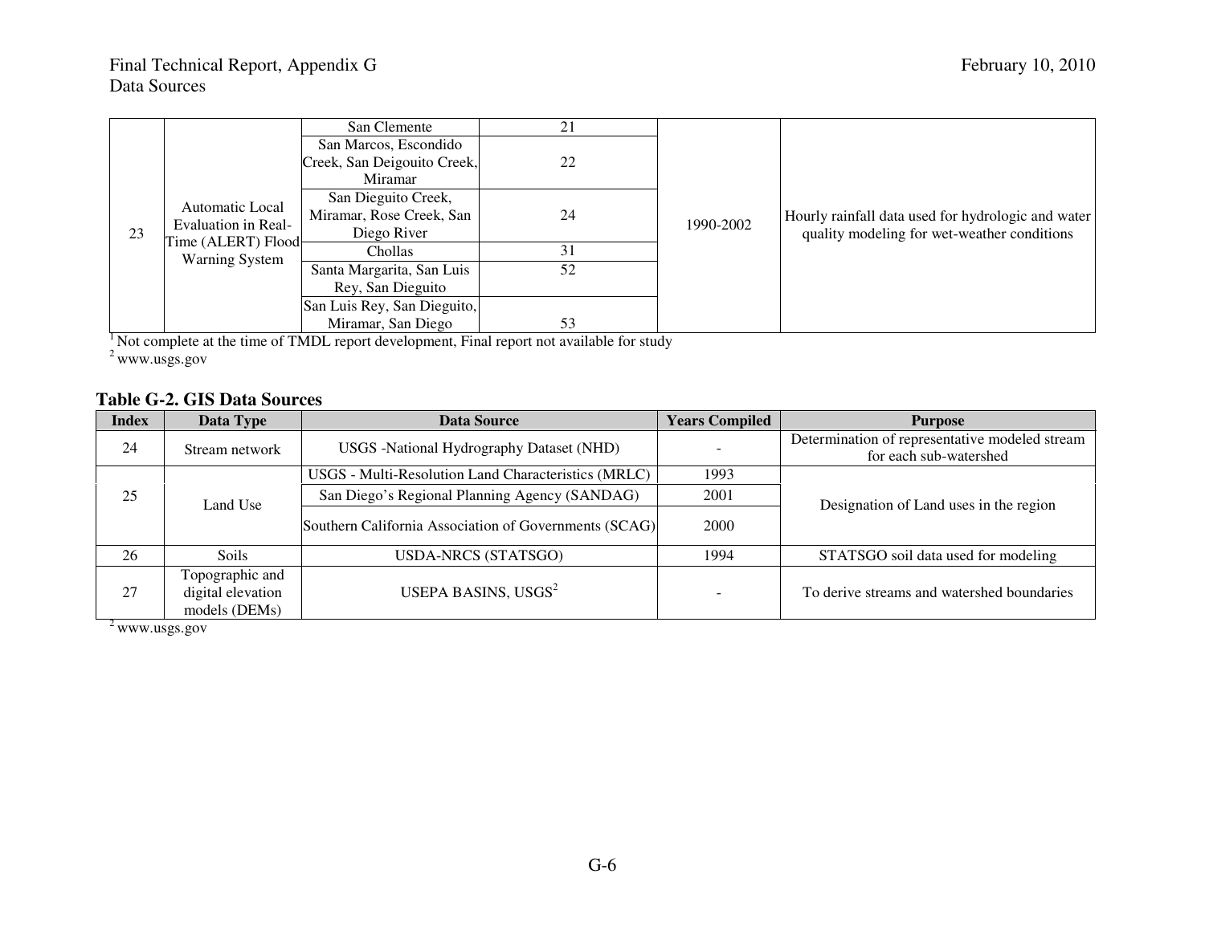| | | | | | |
|---|---|---|---|---|---|
| 23 | Automatic Local Evaluation in Real-Time (ALERT) Flood Warning System | San Clemente | 21 | 1990-2002 | Hourly rainfall data used for hydrologic and water quality modeling for wet-weather conditions |
| | | San Marcos, Escondido Creek, San Deigouito Creek, Miramar | 22 | | |
| | | San Dieguito Creek, Miramar, Rose Creek, San Diego River | 24 | | |
| | | Chollas | 31 | | |
| | | Santa Margarita, San Luis Rey, San Dieguito | 52 | | |
| | | San Luis Rey, San Dieguito, Miramar, San Diego | 53 | | |

[1] Not complete at the time of TMDL report development, Final report not available for study
[2] www.usgs.gov

**Table G-2. GIS Data Sources**

| Index | Data Type | Data Source | Years Compiled | Purpose |
|---|---|---|---|---|
| 24 | Stream network | USGS -National Hydrography Dataset (NHD) | - | Determination of representative modeled stream for each sub-watershed |
| 25 | Land Use | USGS - Multi-Resolution Land Characteristics (MRLC) | 1993 | Designation of Land uses in the region |
| | | San Diego's Regional Planning Agency (SANDAG) | 2001 | |
| | | Southern California Association of Governments (SCAG) | 2000 | |
| 26 | Soils | USDA-NRCS (STATSGO) | 1994 | STATSGO soil data used for modeling |
| 27 | Topographic and digital elevation models (DEMs) | USEPA BASINS, USGS[2] | - | To derive streams and watershed boundaries |

[2] www.usgs.gov